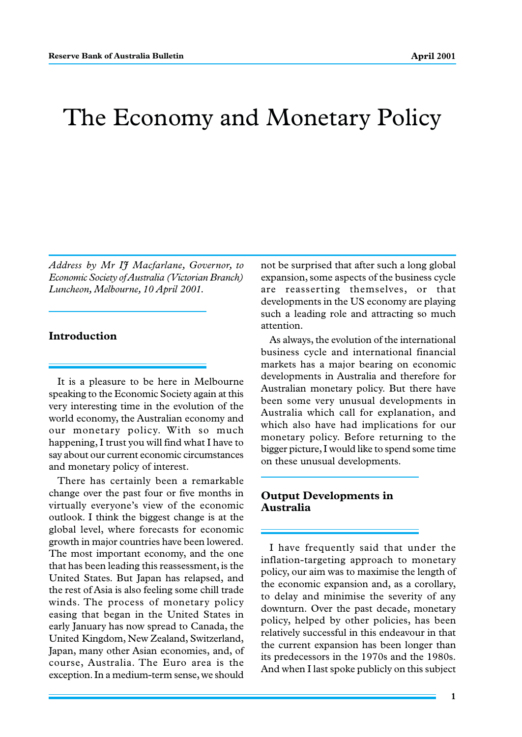# The Economy and Monetary Policy

*Address by Mr IJ Macfarlane, Governor, to Economic Society of Australia (Victorian Branch) Luncheon, Melbourne, 10 April 2001.*

## Introduction

It is a pleasure to be here in Melbourne speaking to the Economic Society again at this very interesting time in the evolution of the world economy, the Australian economy and our monetary policy. With so much happening, I trust you will find what I have to say about our current economic circumstances and monetary policy of interest.

There has certainly been a remarkable change over the past four or five months in virtually everyone's view of the economic outlook. I think the biggest change is at the global level, where forecasts for economic growth in major countries have been lowered. The most important economy, and the one that has been leading this reassessment, is the United States. But Japan has relapsed, and the rest of Asia is also feeling some chill trade winds. The process of monetary policy easing that began in the United States in early January has now spread to Canada, the United Kingdom, New Zealand, Switzerland, Japan, many other Asian economies, and, of course, Australia. The Euro area is the exception. In a medium-term sense, we should not be surprised that after such a long global expansion, some aspects of the business cycle are reasserting themselves, or that developments in the US economy are playing such a leading role and attracting so much attention.

As always, the evolution of the international business cycle and international financial markets has a major bearing on economic developments in Australia and therefore for Australian monetary policy. But there have been some very unusual developments in Australia which call for explanation, and which also have had implications for our monetary policy. Before returning to the bigger picture, I would like to spend some time on these unusual developments.

## Output Developments in Australia

I have frequently said that under the inflation-targeting approach to monetary policy, our aim was to maximise the length of the economic expansion and, as a corollary, to delay and minimise the severity of any downturn. Over the past decade, monetary policy, helped by other policies, has been relatively successful in this endeavour in that the current expansion has been longer than its predecessors in the 1970s and the 1980s. And when I last spoke publicly on this subject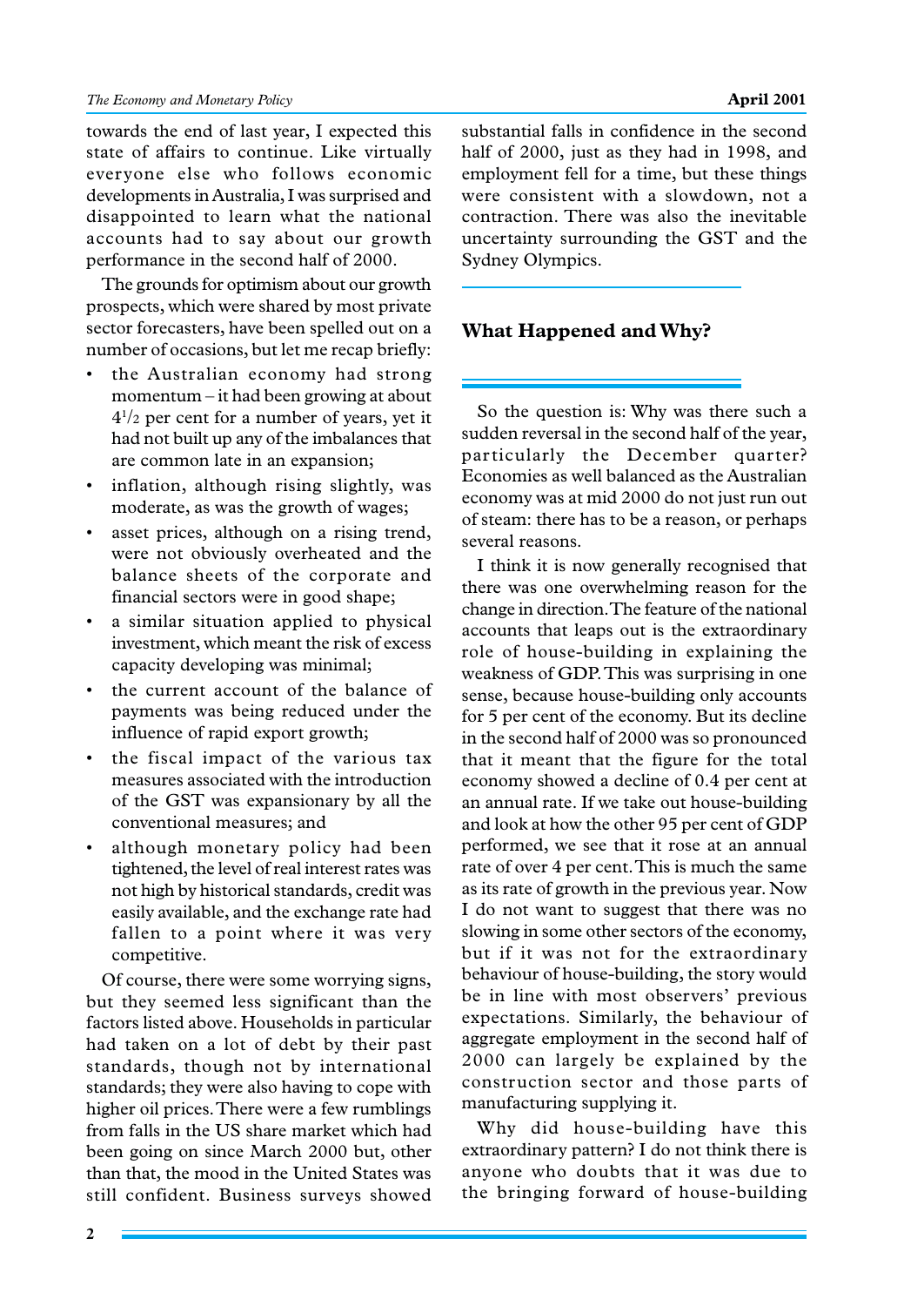towards the end of last year, I expected this state of affairs to continue. Like virtually everyone else who follows economic developments in Australia, I was surprised and disappointed to learn what the national accounts had to say about our growth performance in the second half of 2000.

The grounds for optimism about our growth prospects, which were shared by most private sector forecasters, have been spelled out on a number of occasions, but let me recap briefly:

- the Australian economy had strong momentum – it had been growing at about $4^1/_2$ per cent for a number of years, yet it had not built up any of the imbalances that are common late in an expansion;
- inflation, although rising slightly, was moderate, as was the growth of wages;
- asset prices, although on a rising trend, were not obviously overheated and the balance sheets of the corporate and financial sectors were in good shape;
- a similar situation applied to physical investment, which meant the risk of excess capacity developing was minimal;
- the current account of the balance of payments was being reduced under the influence of rapid export growth;
- the fiscal impact of the various tax measures associated with the introduction of the GST was expansionary by all the conventional measures; and
- although monetary policy had been tightened, the level of real interest rates was not high by historical standards, credit was easily available, and the exchange rate had fallen to a point where it was very competitive.

Of course, there were some worrying signs, but they seemed less significant than the factors listed above. Households in particular had taken on a lot of debt by their past standards, though not by international standards; they were also having to cope with higher oil prices. There were a few rumblings from falls in the US share market which had been going on since March 2000 but, other than that, the mood in the United States was still confident. Business surveys showed substantial falls in confidence in the second half of 2000, just as they had in 1998, and employment fell for a time, but these things were consistent with a slowdown, not a contraction. There was also the inevitable uncertainty surrounding the GST and the Sydney Olympics.

## What Happened and Why?

So the question is: Why was there such a sudden reversal in the second half of the year, particularly the December quarter? Economies as well balanced as the Australian economy was at mid 2000 do not just run out of steam: there has to be a reason, or perhaps several reasons.

I think it is now generally recognised that there was one overwhelming reason for the change in direction. The feature of the national accounts that leaps out is the extraordinary role of house-building in explaining the weakness of GDP. This was surprising in one sense, because house-building only accounts for 5 per cent of the economy. But its decline in the second half of 2000 was so pronounced that it meant that the figure for the total economy showed a decline of 0.4 per cent at an annual rate. If we take out house-building and look at how the other 95 per cent of GDP performed, we see that it rose at an annual rate of over 4 per cent. This is much the same as its rate of growth in the previous year. Now I do not want to suggest that there was no slowing in some other sectors of the economy, but if it was not for the extraordinary behaviour of house-building, the story would be in line with most observers' previous expectations. Similarly, the behaviour of aggregate employment in the second half of 2000 can largely be explained by the construction sector and those parts of manufacturing supplying it.

Why did house-building have this extraordinary pattern? I do not think there is anyone who doubts that it was due to the bringing forward of house-building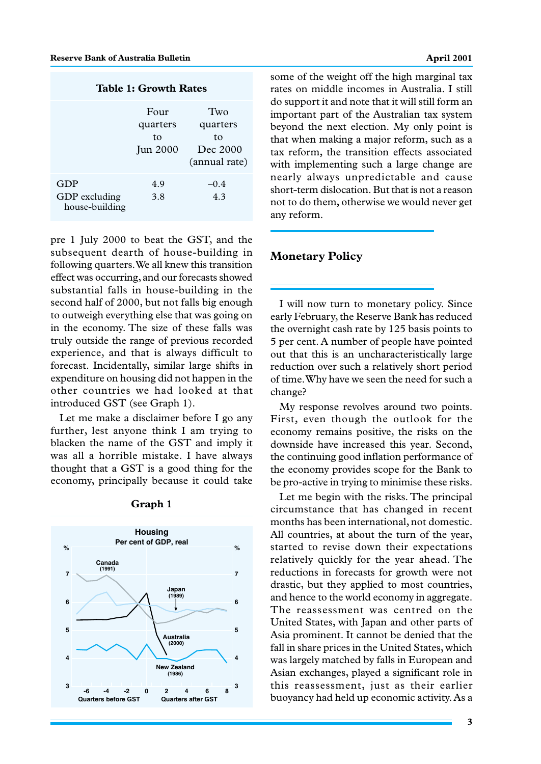**Table 1: Growth Rates**

| | Four quarters to Jun 2000 | Two quarters to Dec 2000 (annual rate) |
|---|---|---|
| GDP | 4.9 | –0.4 |
| GDP excluding house-building | 3.8 | 4.3 |

pre 1 July 2000 to beat the GST, and the subsequent dearth of house-building in following quarters. We all knew this transition effect was occurring, and our forecasts showed substantial falls in house-building in the second half of 2000, but not falls big enough to outweigh everything else that was going on in the economy. The size of these falls was truly outside the range of previous recorded experience, and that is always difficult to forecast. Incidentally, similar large shifts in expenditure on housing did not happen in the other countries we had looked at that introduced GST (see Graph 1).

Let me make a disclaimer before I go any further, lest anyone think I am trying to blacken the name of the GST and imply it was all a horrible mistake. I have always thought that a GST is a good thing for the economy, principally because it could take some of the weight off the high marginal tax rates on middle incomes in Australia. I still do support it and note that it will still form an important part of the Australian tax system beyond the next election. My only point is that when making a major reform, such as a tax reform, the transition effects associated with implementing such a large change are nearly always unpredictable and cause short-term dislocation. But that is not a reason not to do them, otherwise we would never get any reform.

**Graph 1**

## Monetary Policy

I will now turn to monetary policy. Since early February, the Reserve Bank has reduced the overnight cash rate by 125 basis points to 5 per cent. A number of people have pointed out that this is an uncharacteristically large reduction over such a relatively short period of time. Why have we seen the need for such a change?

My response revolves around two points. First, even though the outlook for the economy remains positive, the risks on the downside have increased this year. Second, the continuing good inflation performance of the economy provides scope for the Bank to be pro-active in trying to minimise these risks.

Let me begin with the risks. The principal circumstance that has changed in recent months has been international, not domestic. All countries, at about the turn of the year, started to revise down their expectations relatively quickly for the year ahead. The reductions in forecasts for growth were not drastic, but they applied to most countries, and hence to the world economy in aggregate. The reassessment was centred on the United States, with Japan and other parts of Asia prominent. It cannot be denied that the fall in share prices in the United States, which was largely matched by falls in European and Asian exchanges, played a significant role in this reassessment, just as their earlier buoyancy had held up economic activity. As a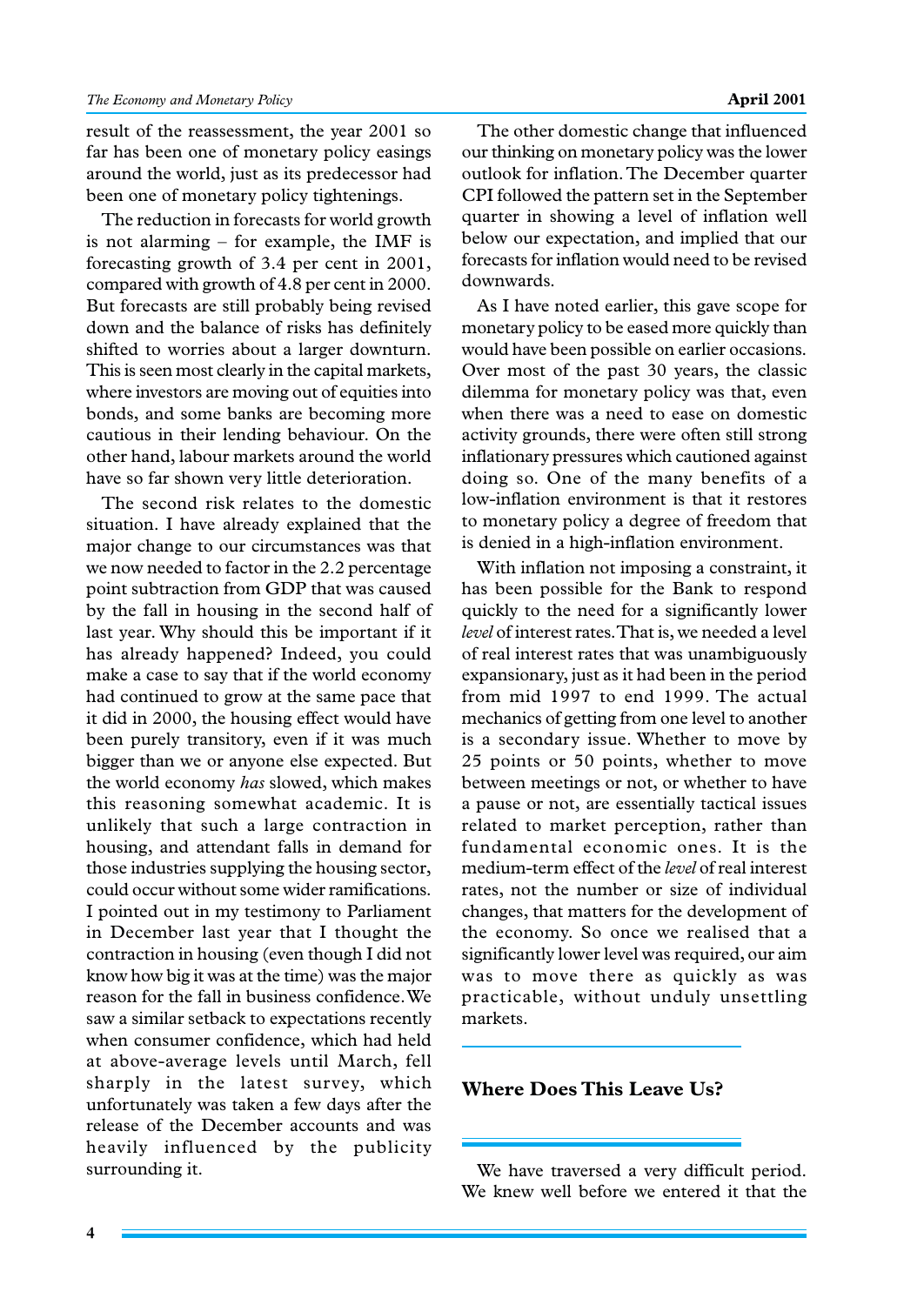result of the reassessment, the year 2001 so far has been one of monetary policy easings around the world, just as its predecessor had been one of monetary policy tightenings.

The reduction in forecasts for world growth is not alarming – for example, the IMF is forecasting growth of 3.4 per cent in 2001, compared with growth of 4.8 per cent in 2000. But forecasts are still probably being revised down and the balance of risks has definitely shifted to worries about a larger downturn. This is seen most clearly in the capital markets, where investors are moving out of equities into bonds, and some banks are becoming more cautious in their lending behaviour. On the other hand, labour markets around the world have so far shown very little deterioration.

The second risk relates to the domestic situation. I have already explained that the major change to our circumstances was that we now needed to factor in the 2.2 percentage point subtraction from GDP that was caused by the fall in housing in the second half of last year. Why should this be important if it has already happened? Indeed, you could make a case to say that if the world economy had continued to grow at the same pace that it did in 2000, the housing effect would have been purely transitory, even if it was much bigger than we or anyone else expected. But the world economy *has* slowed, which makes this reasoning somewhat academic. It is unlikely that such a large contraction in housing, and attendant falls in demand for those industries supplying the housing sector, could occur without some wider ramifications. I pointed out in my testimony to Parliament in December last year that I thought the contraction in housing (even though I did not know how big it was at the time) was the major reason for the fall in business confidence. We saw a similar setback to expectations recently when consumer confidence, which had held at above-average levels until March, fell sharply in the latest survey, which unfortunately was taken a few days after the release of the December accounts and was heavily influenced by the publicity surrounding it.

The other domestic change that influenced our thinking on monetary policy was the lower outlook for inflation. The December quarter CPI followed the pattern set in the September quarter in showing a level of inflation well below our expectation, and implied that our forecasts for inflation would need to be revised downwards.

As I have noted earlier, this gave scope for monetary policy to be eased more quickly than would have been possible on earlier occasions. Over most of the past 30 years, the classic dilemma for monetary policy was that, even when there was a need to ease on domestic activity grounds, there were often still strong inflationary pressures which cautioned against doing so. One of the many benefits of a low-inflation environment is that it restores to monetary policy a degree of freedom that is denied in a high-inflation environment.

With inflation not imposing a constraint, it has been possible for the Bank to respond quickly to the need for a significantly lower *level* of interest rates. That is, we needed a level of real interest rates that was unambiguously expansionary, just as it had been in the period from mid 1997 to end 1999. The actual mechanics of getting from one level to another is a secondary issue. Whether to move by 25 points or 50 points, whether to move between meetings or not, or whether to have a pause or not, are essentially tactical issues related to market perception, rather than fundamental economic ones. It is the medium-term effect of the *level* of real interest rates, not the number or size of individual changes, that matters for the development of the economy. So once we realised that a significantly lower level was required, our aim was to move there as quickly as was practicable, without unduly unsettling markets.

## Where Does This Leave Us?

We have traversed a very difficult period. We knew well before we entered it that the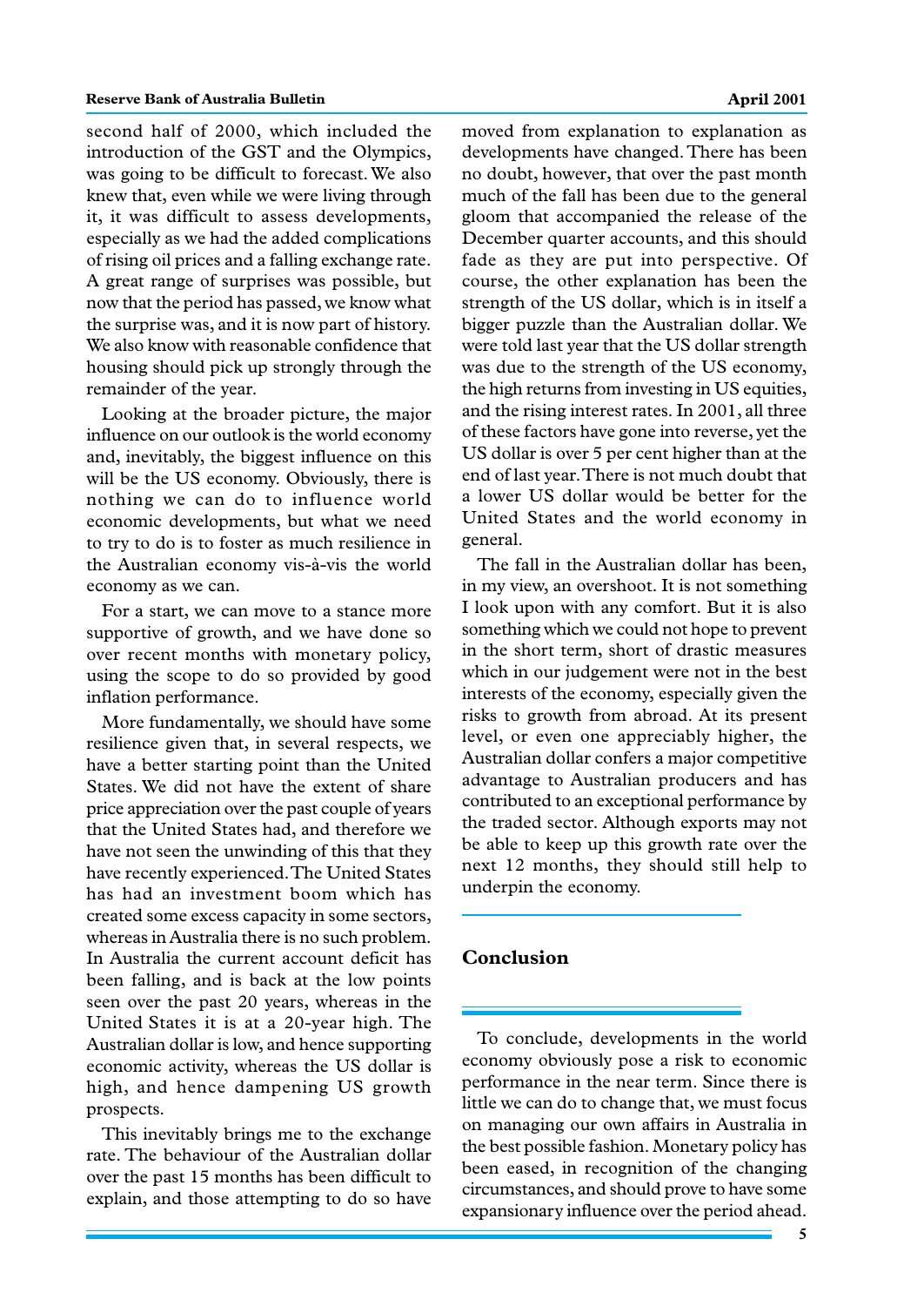second half of 2000, which included the introduction of the GST and the Olympics, was going to be difficult to forecast. We also knew that, even while we were living through it, it was difficult to assess developments, especially as we had the added complications of rising oil prices and a falling exchange rate. A great range of surprises was possible, but now that the period has passed, we know what the surprise was, and it is now part of history. We also know with reasonable confidence that housing should pick up strongly through the remainder of the year.

Looking at the broader picture, the major influence on our outlook is the world economy and, inevitably, the biggest influence on this will be the US economy. Obviously, there is nothing we can do to influence world economic developments, but what we need to try to do is to foster as much resilience in the Australian economy vis-à-vis the world economy as we can.

For a start, we can move to a stance more supportive of growth, and we have done so over recent months with monetary policy, using the scope to do so provided by good inflation performance.

More fundamentally, we should have some resilience given that, in several respects, we have a better starting point than the United States. We did not have the extent of share price appreciation over the past couple of years that the United States had, and therefore we have not seen the unwinding of this that they have recently experienced. The United States has had an investment boom which has created some excess capacity in some sectors, whereas in Australia there is no such problem. In Australia the current account deficit has been falling, and is back at the low points seen over the past 20 years, whereas in the United States it is at a 20-year high. The Australian dollar is low, and hence supporting economic activity, whereas the US dollar is high, and hence dampening US growth prospects.

This inevitably brings me to the exchange rate. The behaviour of the Australian dollar over the past 15 months has been difficult to explain, and those attempting to do so have moved from explanation to explanation as developments have changed. There has been no doubt, however, that over the past month much of the fall has been due to the general gloom that accompanied the release of the December quarter accounts, and this should fade as they are put into perspective. Of course, the other explanation has been the strength of the US dollar, which is in itself a bigger puzzle than the Australian dollar. We were told last year that the US dollar strength was due to the strength of the US economy, the high returns from investing in US equities, and the rising interest rates. In 2001, all three of these factors have gone into reverse, yet the US dollar is over 5 per cent higher than at the end of last year. There is not much doubt that a lower US dollar would be better for the United States and the world economy in general.

The fall in the Australian dollar has been, in my view, an overshoot. It is not something I look upon with any comfort. But it is also something which we could not hope to prevent in the short term, short of drastic measures which in our judgement were not in the best interests of the economy, especially given the risks to growth from abroad. At its present level, or even one appreciably higher, the Australian dollar confers a major competitive advantage to Australian producers and has contributed to an exceptional performance by the traded sector. Although exports may not be able to keep up this growth rate over the next 12 months, they should still help to underpin the economy.

## Conclusion

To conclude, developments in the world economy obviously pose a risk to economic performance in the near term. Since there is little we can do to change that, we must focus on managing our own affairs in Australia in the best possible fashion. Monetary policy has been eased, in recognition of the changing circumstances, and should prove to have some expansionary influence over the period ahead.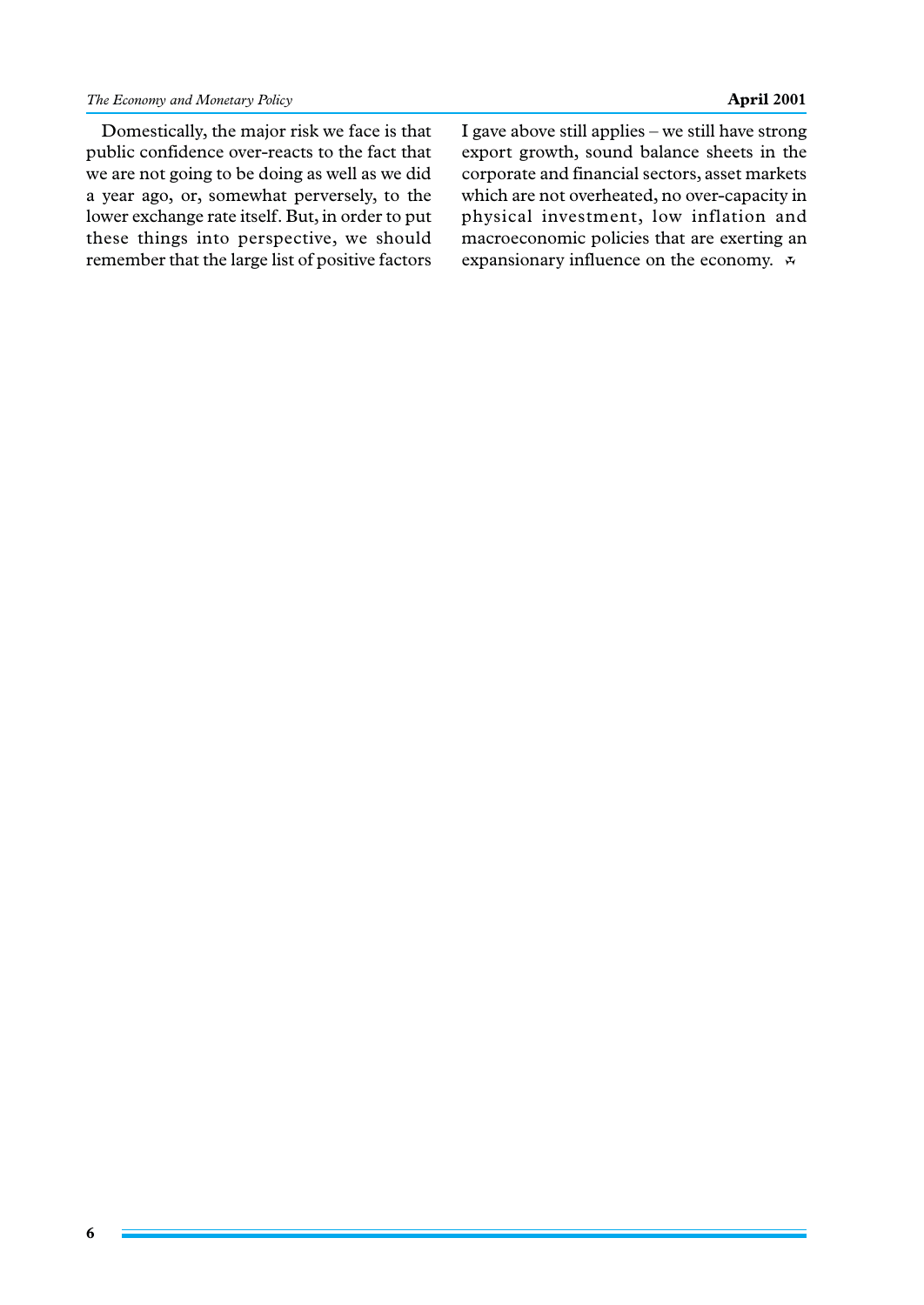Domestically, the major risk we face is that public confidence over-reacts to the fact that we are not going to be doing as well as we did a year ago, or, somewhat perversely, to the lower exchange rate itself. But, in order to put these things into perspective, we should remember that the large list of positive factors I gave above still applies – we still have strong export growth, sound balance sheets in the corporate and financial sectors, asset markets which are not overheated, no over-capacity in physical investment, low inflation and macroeconomic policies that are exerting an expansionary influence on the economy.